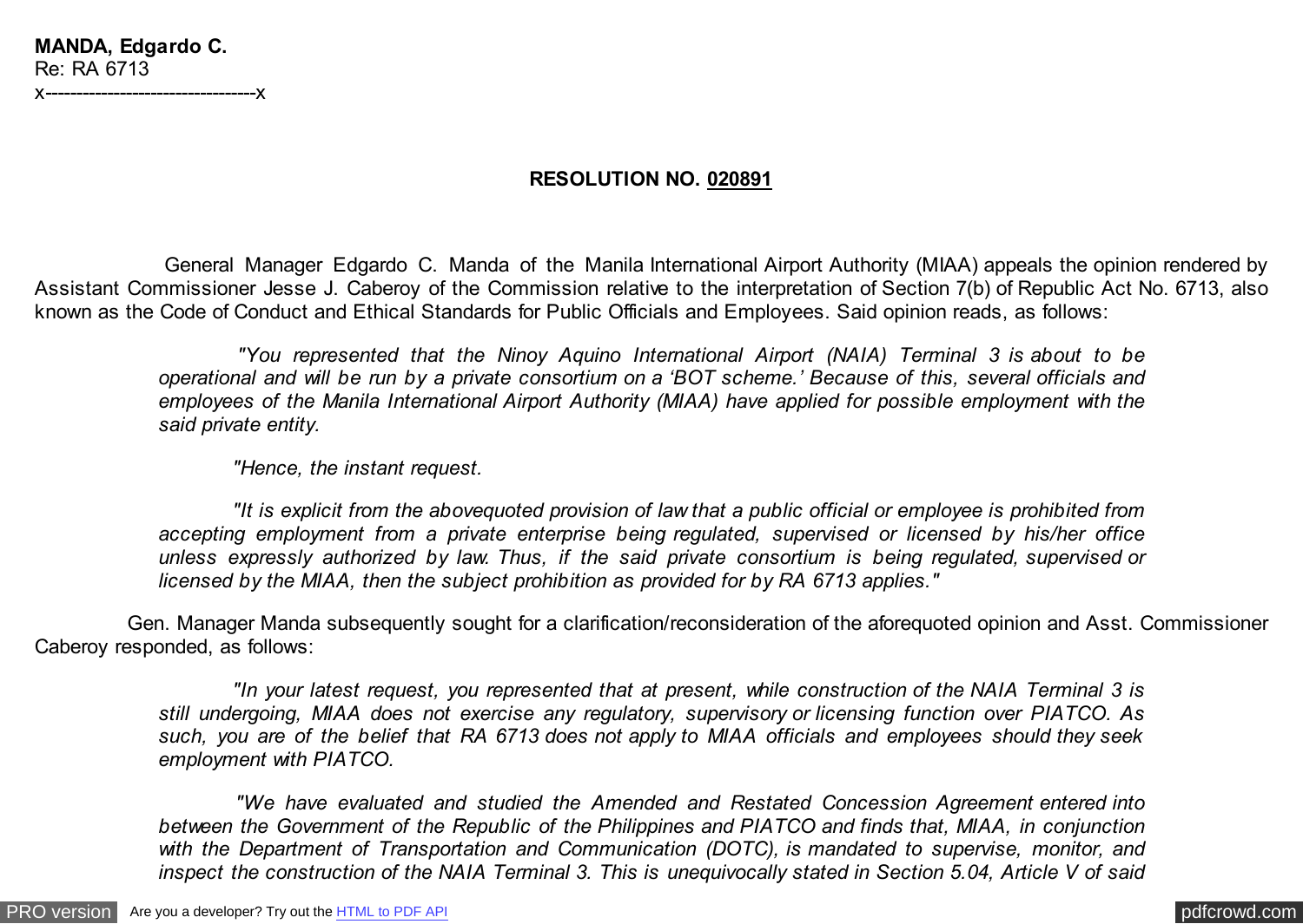**MANDA, Edgardo C.**
Re: RA 6713
x----------------------------------x

**RESOLUTION NO. 020891**

General Manager Edgardo C. Manda of the Manila International Airport Authority (MIAA) appeals the opinion rendered by Assistant Commissioner Jesse J. Caberoy of the Commission relative to the interpretation of Section 7(b) of Republic Act No. 6713, also known as the Code of Conduct and Ethical Standards for Public Officials and Employees. Said opinion reads, as follows:

> *"You represented that the Ninoy Aquino International Airport (NAIA) Terminal 3 is about to be operational and will be run by a private consortium on a 'BOT scheme.' Because of this, several officials and employees of the Manila International Airport Authority (MIAA) have applied for possible employment with the said private entity.*
>
> *"Hence, the instant request.*
>
> *"It is explicit from the abovequoted provision of law that a public official or employee is prohibited from accepting employment from a private enterprise being regulated, supervised or licensed by his/her office unless expressly authorized by law. Thus, if the said private consortium is being regulated, supervised or licensed by the MIAA, then the subject prohibition as provided for by RA 6713 applies."*

Gen. Manager Manda subsequently sought for a clarification/reconsideration of the aforequoted opinion and Asst. Commissioner Caberoy responded, as follows:

> *"In your latest request, you represented that at present, while construction of the NAIA Terminal 3 is still undergoing, MIAA does not exercise any regulatory, supervisory or licensing function over PIATCO. As such, you are of the belief that RA 6713 does not apply to MIAA officials and employees should they seek employment with PIATCO.*
>
> *"We have evaluated and studied the Amended and Restated Concession Agreement entered into between the Government of the Republic of the Philippines and PIATCO and finds that, MIAA, in conjunction with the Department of Transportation and Communication (DOTC), is mandated to supervise, monitor, and inspect the construction of the NAIA Terminal 3. This is unequivocally stated in Section 5.04, Article V of said*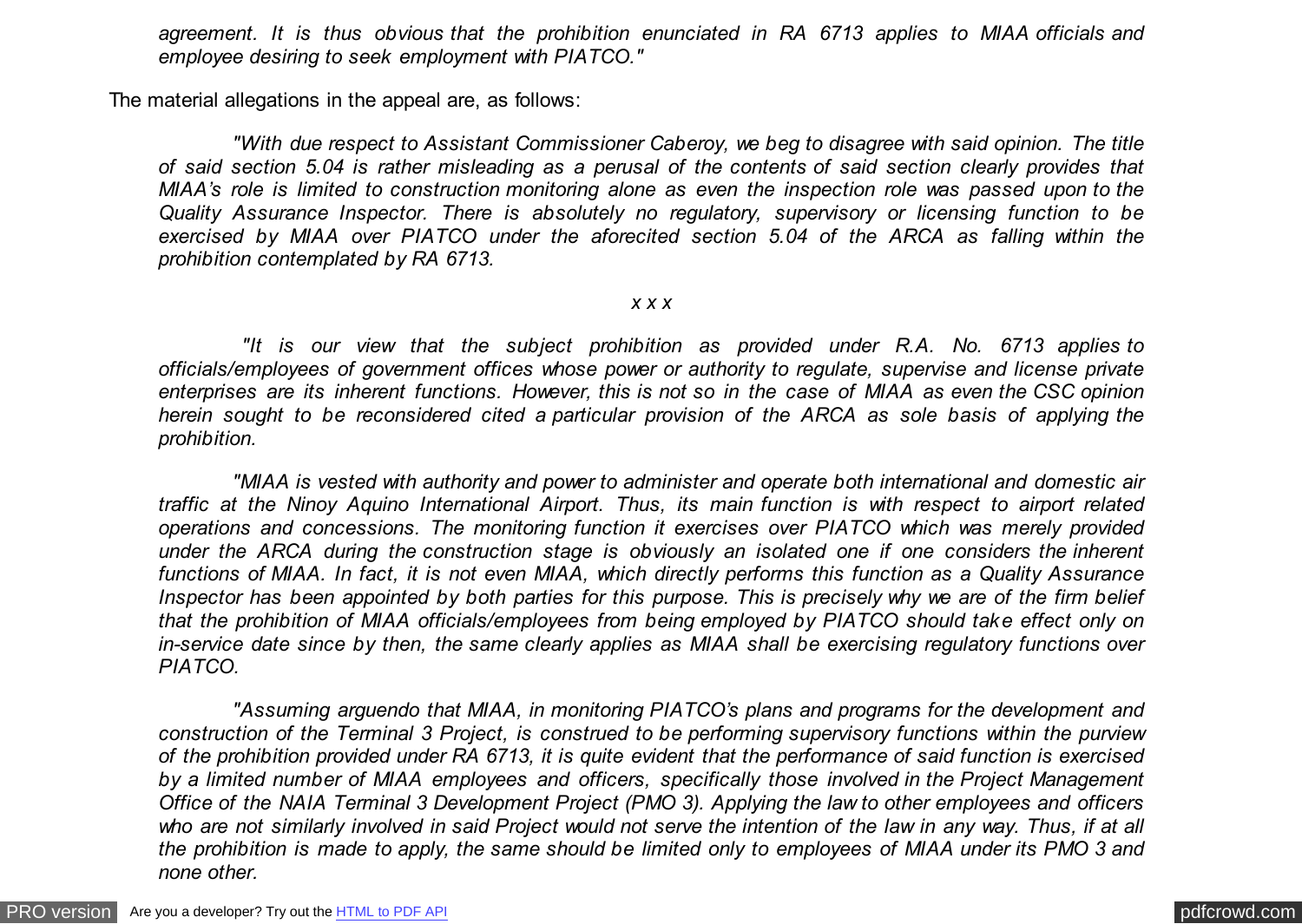*agreement. It is thus obvious that the prohibition enunciated in RA 6713 applies to MIAA officials and employee desiring to seek employment with PIATCO."*

The material allegations in the appeal are, as follows:

> *"With due respect to Assistant Commissioner Caberoy, we beg to disagree with said opinion. The title of said section 5.04 is rather misleading as a perusal of the contents of said section clearly provides that MIAA's role is limited to construction monitoring alone as even the inspection role was passed upon to the Quality Assurance Inspector. There is absolutely no regulatory, supervisory or licensing function to be exercised by MIAA over PIATCO under the aforecited section 5.04 of the ARCA as falling within the prohibition contemplated by RA 6713.*
>
> *x x x*
>
> *"It is our view that the subject prohibition as provided under R.A. No. 6713 applies to officials/employees of government offices whose power or authority to regulate, supervise and license private enterprises are its inherent functions. However, this is not so in the case of MIAA as even the CSC opinion herein sought to be reconsidered cited a particular provision of the ARCA as sole basis of applying the prohibition.*
>
> *"MIAA is vested with authority and power to administer and operate both international and domestic air traffic at the Ninoy Aquino International Airport. Thus, its main function is with respect to airport related operations and concessions. The monitoring function it exercises over PIATCO which was merely provided under the ARCA during the construction stage is obviously an isolated one if one considers the inherent functions of MIAA. In fact, it is not even MIAA, which directly performs this function as a Quality Assurance Inspector has been appointed by both parties for this purpose. This is precisely why we are of the firm belief that the prohibition of MIAA officials/employees from being employed by PIATCO should take effect only on in-service date since by then, the same clearly applies as MIAA shall be exercising regulatory functions over PIATCO.*
>
> *"Assuming arguendo that MIAA, in monitoring PIATCO's plans and programs for the development and construction of the Terminal 3 Project, is construed to be performing supervisory functions within the purview of the prohibition provided under RA 6713, it is quite evident that the performance of said function is exercised by a limited number of MIAA employees and officers, specifically those involved in the Project Management Office of the NAIA Terminal 3 Development Project (PMO 3). Applying the law to other employees and officers who are not similarly involved in said Project would not serve the intention of the law in any way. Thus, if at all the prohibition is made to apply, the same should be limited only to employees of MIAA under its PMO 3 and none other.*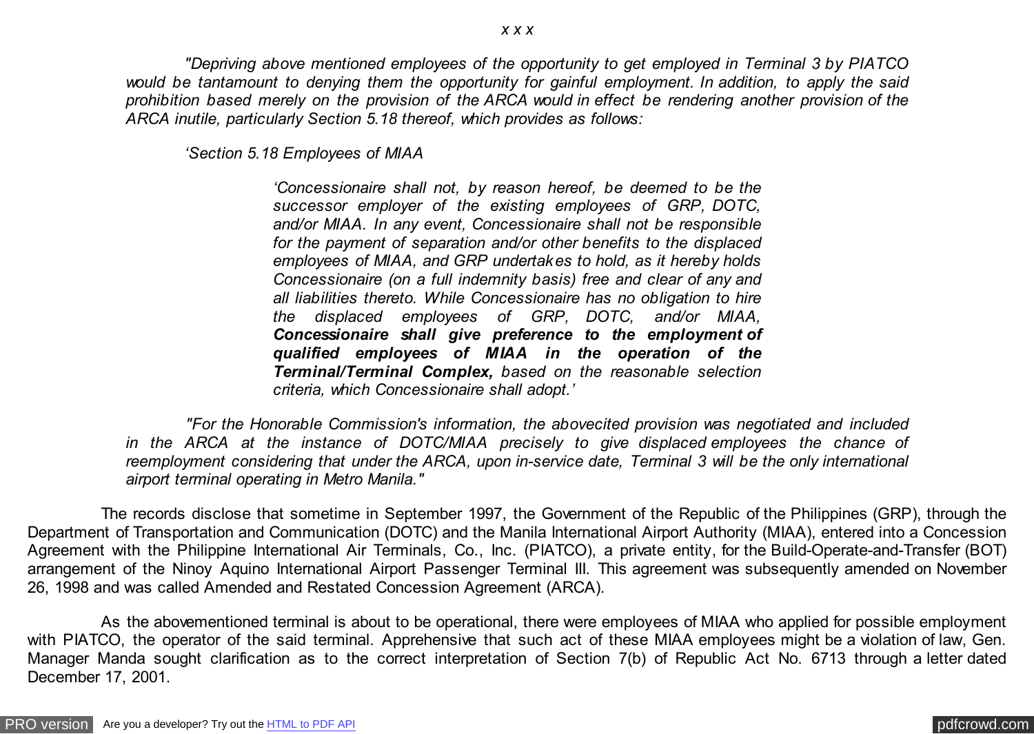*x x x*

*"Depriving above mentioned employees of the opportunity to get employed in Terminal 3 by PIATCO would be tantamount to denying them the opportunity for gainful employment. In addition, to apply the said prohibition based merely on the provision of the ARCA would in effect be rendering another provision of the ARCA inutile, particularly Section 5.18 thereof, which provides as follows:*

*'Section 5.18 Employees of MIAA*

> *'Concessionaire shall not, by reason hereof, be deemed to be the successor employer of the existing employees of GRP, DOTC, and/or MIAA. In any event, Concessionaire shall not be responsible for the payment of separation and/or other benefits to the displaced employees of MIAA, and GRP undertakes to hold, as it hereby holds Concessionaire (on a full indemnity basis) free and clear of any and all liabilities thereto. While Concessionaire has no obligation to hire the displaced employees of GRP, DOTC, and/or MIAA,* ***Concessionaire shall give preference to the employment of qualified employees of MIAA in the operation of the Terminal/Terminal Complex,*** *based on the reasonable selection criteria, which Concessionaire shall adopt.'*

*"For the Honorable Commission's information, the abovecited provision was negotiated and included in the ARCA at the instance of DOTC/MIAA precisely to give displaced employees the chance of reemployment considering that under the ARCA, upon in-service date, Terminal 3 will be the only international airport terminal operating in Metro Manila."*

The records disclose that sometime in September 1997, the Government of the Republic of the Philippines (GRP), through the Department of Transportation and Communication (DOTC) and the Manila International Airport Authority (MIAA), entered into a Concession Agreement with the Philippine International Air Terminals, Co., Inc. (PIATCO), a private entity, for the Build-Operate-and-Transfer (BOT) arrangement of the Ninoy Aquino International Airport Passenger Terminal III. This agreement was subsequently amended on November 26, 1998 and was called Amended and Restated Concession Agreement (ARCA).

As the abovementioned terminal is about to be operational, there were employees of MIAA who applied for possible employment with PIATCO, the operator of the said terminal. Apprehensive that such act of these MIAA employees might be a violation of law, Gen. Manager Manda sought clarification as to the correct interpretation of Section 7(b) of Republic Act No. 6713 through a letter dated December 17, 2001.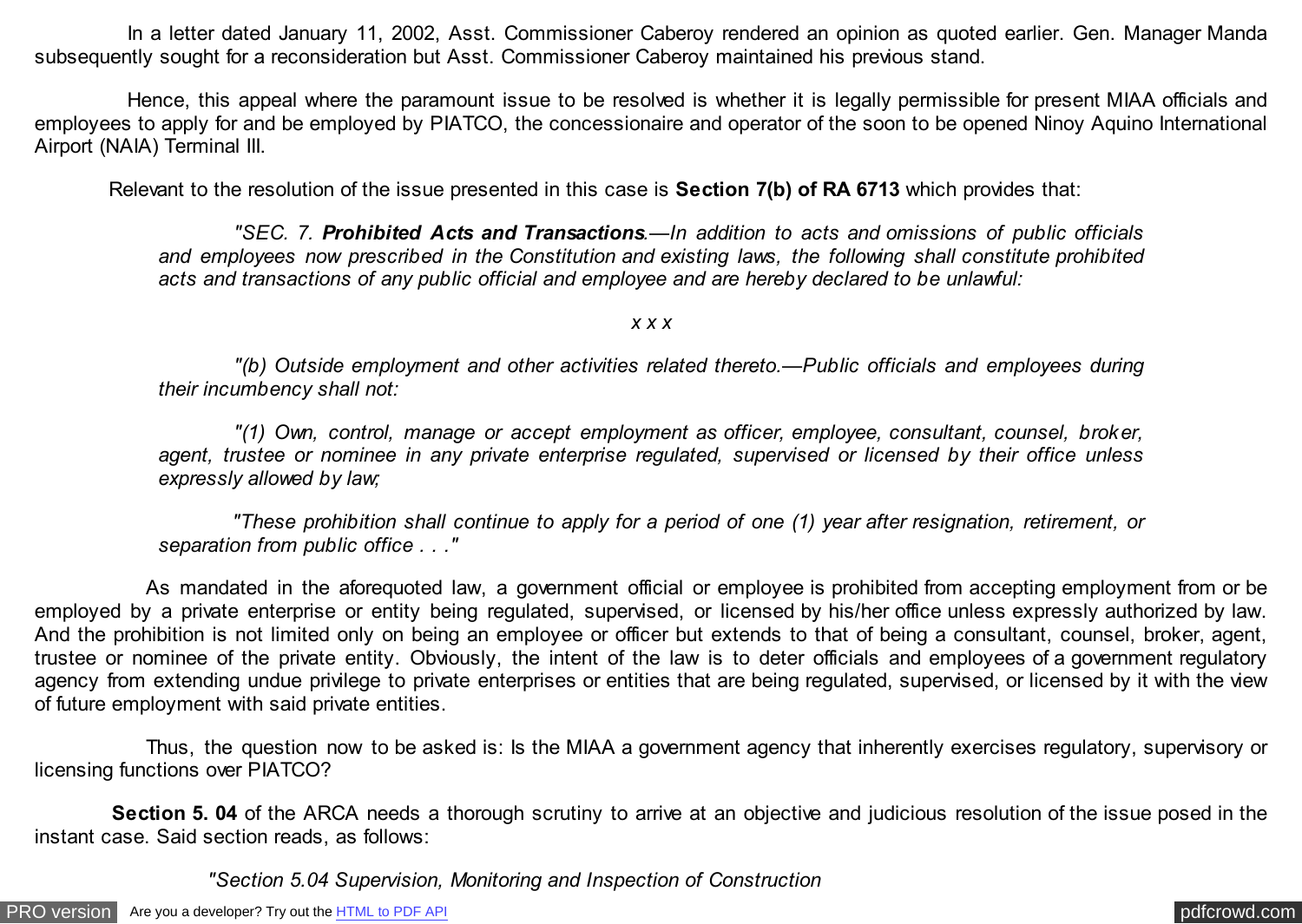In a letter dated January 11, 2002, Asst. Commissioner Caberoy rendered an opinion as quoted earlier. Gen. Manager Manda subsequently sought for a reconsideration but Asst. Commissioner Caberoy maintained his previous stand.

Hence, this appeal where the paramount issue to be resolved is whether it is legally permissible for present MIAA officials and employees to apply for and be employed by PIATCO, the concessionaire and operator of the soon to be opened Ninoy Aquino International Airport (NAIA) Terminal III.

Relevant to the resolution of the issue presented in this case is **Section 7(b) of RA 6713** which provides that:

> *"SEC. 7. **Prohibited Acts and Transactions**.—In addition to acts and omissions of public officials and employees now prescribed in the Constitution and existing laws, the following shall constitute prohibited acts and transactions of any public official and employee and are hereby declared to be unlawful:*
>
> *x x x*
>
> *"(b) Outside employment and other activities related thereto.—Public officials and employees during their incumbency shall not:*
>
> *"(1) Own, control, manage or accept employment as officer, employee, consultant, counsel, broker, agent, trustee or nominee in any private enterprise regulated, supervised or licensed by their office unless expressly allowed by law;*
>
> *"These prohibition shall continue to apply for a period of one (1) year after resignation, retirement, or separation from public office . . ."*

As mandated in the aforequoted law, a government official or employee is prohibited from accepting employment from or be employed by a private enterprise or entity being regulated, supervised, or licensed by his/her office unless expressly authorized by law. And the prohibition is not limited only on being an employee or officer but extends to that of being a consultant, counsel, broker, agent, trustee or nominee of the private entity. Obviously, the intent of the law is to deter officials and employees of a government regulatory agency from extending undue privilege to private enterprises or entities that are being regulated, supervised, or licensed by it with the view of future employment with said private entities.

Thus, the question now to be asked is: Is the MIAA a government agency that inherently exercises regulatory, supervisory or licensing functions over PIATCO?

**Section 5. 04** of the ARCA needs a thorough scrutiny to arrive at an objective and judicious resolution of the issue posed in the instant case. Said section reads, as follows:

> *"Section 5.04 Supervision, Monitoring and Inspection of Construction*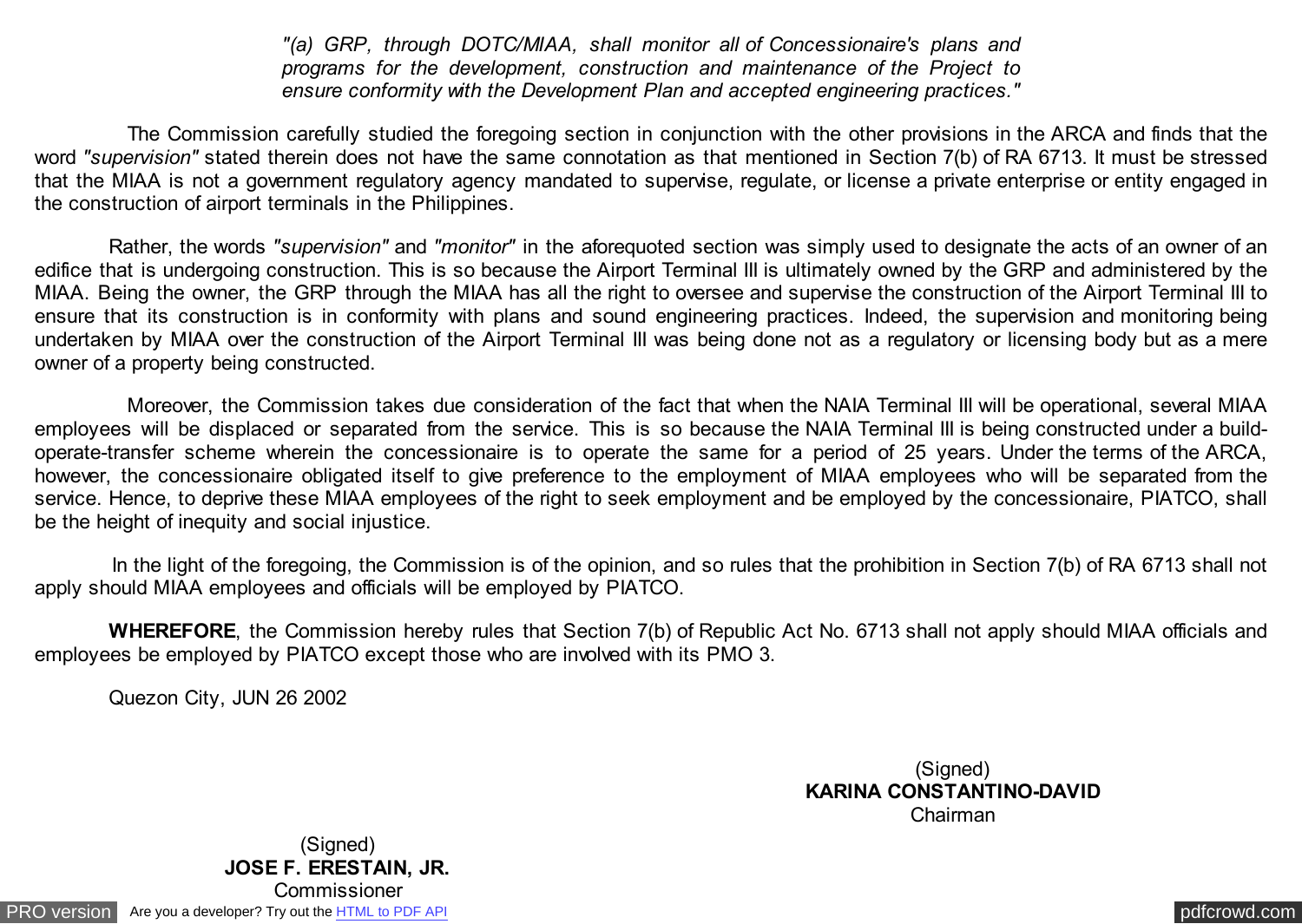> *"(a) GRP, through DOTC/MIAA, shall monitor all of Concessionaire's plans and programs for the development, construction and maintenance of the Project to ensure conformity with the Development Plan and accepted engineering practices."*

The Commission carefully studied the foregoing section in conjunction with the other provisions in the ARCA and finds that the word *"supervision"* stated therein does not have the same connotation as that mentioned in Section 7(b) of RA 6713. It must be stressed that the MIAA is not a government regulatory agency mandated to supervise, regulate, or license a private enterprise or entity engaged in the construction of airport terminals in the Philippines.

Rather, the words *"supervision"* and *"monitor"* in the aforequoted section was simply used to designate the acts of an owner of an edifice that is undergoing construction. This is so because the Airport Terminal III is ultimately owned by the GRP and administered by the MIAA. Being the owner, the GRP through the MIAA has all the right to oversee and supervise the construction of the Airport Terminal III to ensure that its construction is in conformity with plans and sound engineering practices. Indeed, the supervision and monitoring being undertaken by MIAA over the construction of the Airport Terminal III was being done not as a regulatory or licensing body but as a mere owner of a property being constructed.

Moreover, the Commission takes due consideration of the fact that when the NAIA Terminal III will be operational, several MIAA employees will be displaced or separated from the service. This is so because the NAIA Terminal III is being constructed under a build-operate-transfer scheme wherein the concessionaire is to operate the same for a period of 25 years. Under the terms of the ARCA, however, the concessionaire obligated itself to give preference to the employment of MIAA employees who will be separated from the service. Hence, to deprive these MIAA employees of the right to seek employment and be employed by the concessionaire, PIATCO, shall be the height of inequity and social injustice.

In the light of the foregoing, the Commission is of the opinion, and so rules that the prohibition in Section 7(b) of RA 6713 shall not apply should MIAA employees and officials will be employed by PIATCO.

**WHEREFORE**, the Commission hereby rules that Section 7(b) of Republic Act No. 6713 shall not apply should MIAA officials and employees be employed by PIATCO except those who are involved with its PMO 3.

Quezon City, JUN 26 2002

(Signed)
**KARINA CONSTANTINO-DAVID**
Chairman

(Signed)
**JOSE F. ERESTAIN, JR.**
Commissioner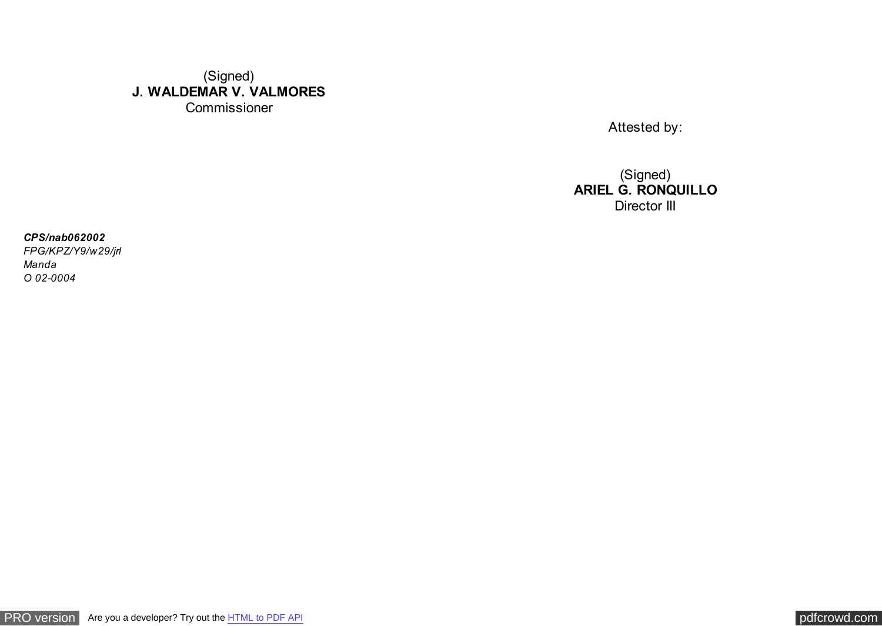(Signed)
**J. WALDEMAR V. VALMORES**
Commissioner

Attested by:

(Signed)
**ARIEL G. RONQUILLO**
Director III

***CPS/nab062002***
*FPG/KPZ/Y9/w29/jrl*
*Manda*
*O 02-0004*